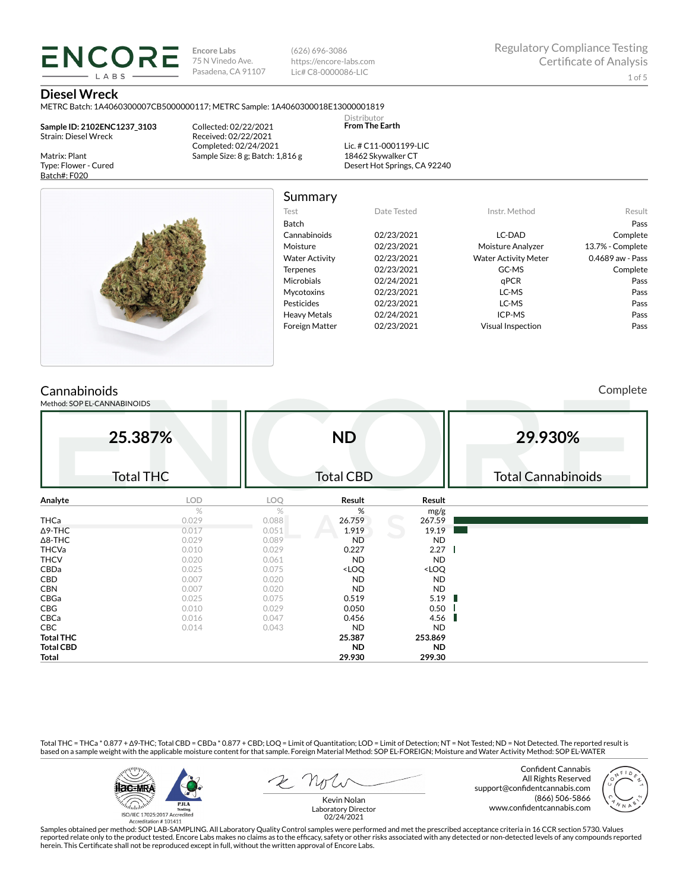**ENCORE LABS**

Encore Labs
75 N Vinedo Ave.
Pasadena, CA 91107

(626) 696-3086
https://encore-labs.com
Lic# C8-0000086-LIC

Regulatory Compliance Testing
Certificate of Analysis

# Diesel Wreck

METRC Batch: 1A4060300007CB5000000117; METRC Sample: 1A4060300018E13000001819

**Sample ID: 2102ENC1237_3103**
Strain: Diesel Wreck

Matrix: Plant
Type: Flower - Cured
Batch#: F020

Collected: 02/22/2021
Received: 02/22/2021
Completed: 02/24/2021
Sample Size: 8 g; Batch: 1,816 g

Distributor
**From The Earth**

Lic. # C11-0001199-LIC
18462 Skywalker CT
Desert Hot Springs, CA 92240

## Summary

| Test | Date Tested | Instr. Method | Result |
|---|---|---|---|
| Batch | | | Pass |
| Cannabinoids | 02/23/2021 | LC-DAD | Complete |
| Moisture | 02/23/2021 | Moisture Analyzer | 13.7% - Complete |
| Water Activity | 02/23/2021 | Water Activity Meter | 0.4689 aw - Pass |
| Terpenes | 02/23/2021 | GC-MS | Complete |
| Microbials | 02/24/2021 | qPCR | Pass |
| Mycotoxins | 02/23/2021 | LC-MS | Pass |
| Pesticides | 02/23/2021 | LC-MS | Pass |
| Heavy Metals | 02/24/2021 | ICP-MS | Pass |
| Foreign Matter | 02/23/2021 | Visual Inspection | Pass |

## Cannabinoids

Complete

Method: SOP EL-CANNABINOIDS

| 25.387% | ND | 29.930% |
|---|---|---|
| Total THC | Total CBD | Total Cannabinoids |

| Analyte | LOD | LOQ | Result | Result |
|---|---|---|---|---|
| | % | % | % | mg/g |
| THCa | 0.029 | 0.088 | 26.759 | 267.59 |
| Δ9-THC | 0.017 | 0.051 | 1.919 | 19.19 |
| Δ8-THC | 0.029 | 0.089 | ND | ND |
| THCVa | 0.010 | 0.029 | 0.227 | 2.27 |
| THCV | 0.020 | 0.061 | ND | ND |
| CBDa | 0.025 | 0.075 | <LOQ | <LOQ |
| CBD | 0.007 | 0.020 | ND | ND |
| CBN | 0.007 | 0.020 | ND | ND |
| CBGa | 0.025 | 0.075 | 0.519 | 5.19 |
| CBG | 0.010 | 0.029 | 0.050 | 0.50 |
| CBCa | 0.016 | 0.047 | 0.456 | 4.56 |
| CBC | 0.014 | 0.043 | ND | ND |
| **Total THC** | | | **25.387** | **253.869** |
| **Total CBD** | | | **ND** | **ND** |
| **Total** | | | **29.930** | **299.30** |

Total THC = THCa * 0.877 + Δ9-THC; Total CBD = CBDa * 0.877 + CBD; LOQ = Limit of Quantitation; LOD = Limit of Detection; NT = Not Tested; ND = Not Detected. The reported result is based on a sample weight with the applicable moisture content for that sample. Foreign Material Method: SOP EL-FOREIGN; Moisture and Water Activity Method: SOP EL-WATER

ISO/IEC 17025:2017 Accredited
Accreditation # 101411

Kevin Nolan
Laboratory Director
02/24/2021

Confident Cannabis
All Rights Reserved
support@confidentcannabis.com
(866) 506-5866
www.confidentcannabis.com

Samples obtained per method: SOP LAB-SAMPLING. All Laboratory Quality Control samples were performed and met the prescribed acceptance criteria in 16 CCR section 5730. Values reported relate only to the product tested. Encore Labs makes no claims as to the efficacy, safety or other risks associated with any detected or non-detected levels of any compounds reported herein. This Certificate shall not be reproduced except in full, without the written approval of Encore Labs.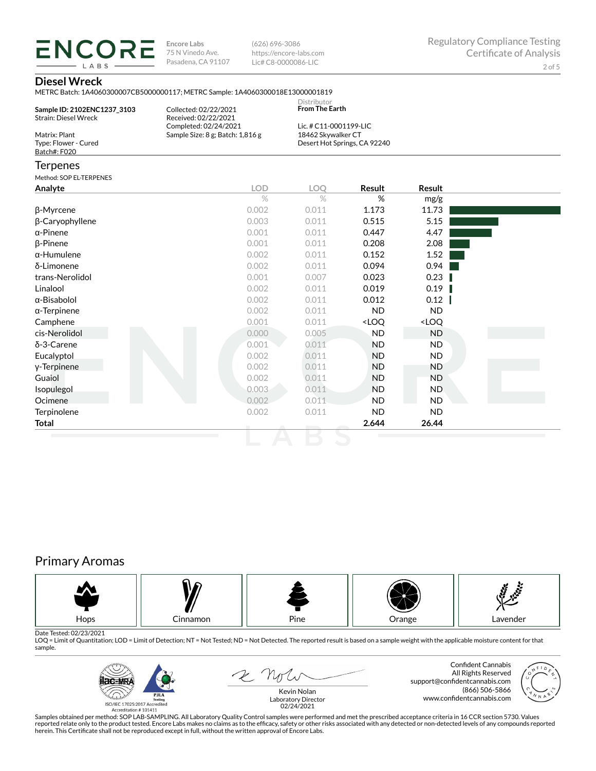**ENCORE LABS**

Encore Labs
75 N Vinedo Ave.
Pasadena, CA 91107

(626) 696-3086
https://encore-labs.com
Lic# C8-0000086-LIC

Regulatory Compliance Testing
Certificate of Analysis

## Diesel Wreck

METRC Batch: 1A4060300007CB5000000117; METRC Sample: 1A4060300018E13000001819

**Sample ID: 2102ENC1237_3103**
Strain: Diesel Wreck

Matrix: Plant
Type: Flower - Cured
Batch#: F020

Collected: 02/22/2021
Received: 02/22/2021
Completed: 02/24/2021
Sample Size: 8 g; Batch: 1,816 g

Distributor
**From The Earth**

Lic. # C11-0001199-LIC
18462 Skywalker CT
Desert Hot Springs, CA 92240

## Terpenes

Method: SOP EL-TERPENES

| Analyte | LOD | LOQ | Result | Result |
|---|---|---|---|---|
| | % | % | % | mg/g |
| β-Myrcene | 0.002 | 0.011 | 1.173 | 11.73 |
| β-Caryophyllene | 0.003 | 0.011 | 0.515 | 5.15 |
| α-Pinene | 0.001 | 0.011 | 0.447 | 4.47 |
| β-Pinene | 0.001 | 0.011 | 0.208 | 2.08 |
| α-Humulene | 0.002 | 0.011 | 0.152 | 1.52 |
| δ-Limonene | 0.002 | 0.011 | 0.094 | 0.94 |
| trans-Nerolidol | 0.001 | 0.007 | 0.023 | 0.23 |
| Linalool | 0.002 | 0.011 | 0.019 | 0.19 |
| α-Bisabolol | 0.002 | 0.011 | 0.012 | 0.12 |
| α-Terpinene | 0.002 | 0.011 | ND | ND |
| Camphene | 0.001 | 0.011 | <LOQ | <LOQ |
| cis-Nerolidol | 0.000 | 0.005 | ND | ND |
| δ-3-Carene | 0.001 | 0.011 | ND | ND |
| Eucalyptol | 0.002 | 0.011 | ND | ND |
| γ-Terpinene | 0.002 | 0.011 | ND | ND |
| Guaiol | 0.002 | 0.011 | ND | ND |
| Isopulegol | 0.003 | 0.011 | ND | ND |
| Ocimene | 0.002 | 0.011 | ND | ND |
| Terpinolene | 0.002 | 0.011 | ND | ND |
| **Total** | | | **2.644** | **26.44** |

## Primary Aromas

| Hops | Cinnamon | Pine | Orange | Lavender |
|---|---|---|---|---|

Date Tested: 02/23/2021
LOQ = Limit of Quantitation; LOD = Limit of Detection; NT = Not Tested; ND = Not Detected. The reported result is based on a sample weight with the applicable moisture content for that sample.

ISO/IEC 17025:2017 Accredited
Accreditation # 101411

Kevin Nolan
Laboratory Director
02/24/2021

Confident Cannabis
All Rights Reserved
support@confidentcannabis.com
(866) 506-5866
www.confidentcannabis.com

Samples obtained per method: SOP LAB-SAMPLING. All Laboratory Quality Control samples were performed and met the prescribed acceptance criteria in 16 CCR section 5730. Values reported relate only to the product tested. Encore Labs makes no claims as to the efficacy, safety or other risks associated with any detected or non-detected levels of any compounds reported herein. This Certificate shall not be reproduced except in full, without the written approval of Encore Labs.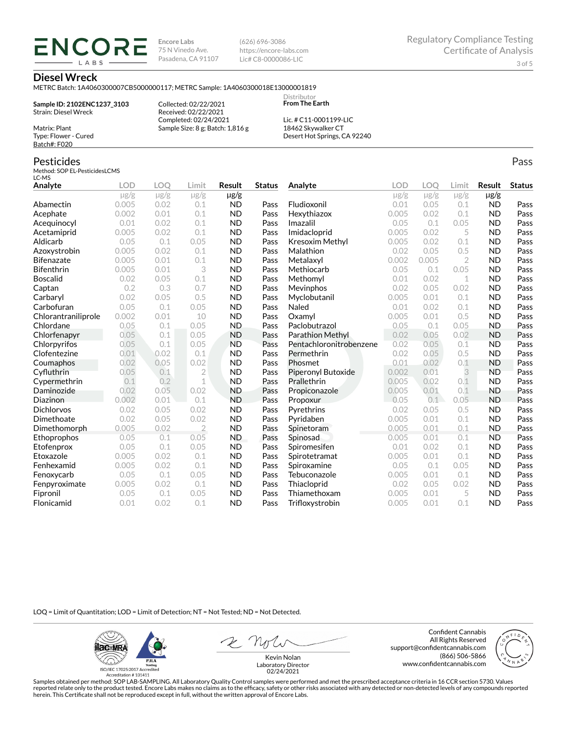**Encore Labs**
75 N Vinedo Ave.
Pasadena, CA 91107

(626) 696-3086
https://encore-labs.com
Lic# C8-0000086-LIC

Regulatory Compliance Testing
Certificate of Analysis

# Diesel Wreck

METRC Batch: 1A4060300007CB5000000117; METRC Sample: 1A4060300018E13000001819

**Sample ID: 2102ENC1237_3103**
Strain: Diesel Wreck

Matrix: Plant
Type: Flower - Cured
Batch#: F020

Collected: 02/22/2021
Received: 02/22/2021
Completed: 02/24/2021
Sample Size: 8 g; Batch: 1,816 g

Distributor
**From The Earth**

Lic. # C11-0001199-LIC
18462 Skywalker CT
Desert Hot Springs, CA 92240

## Pesticides

Pass

Method: SOP EL-PesticidesLCMS
LC-MS

| Analyte | LOD | LOQ | Limit | Result | Status |
|---|---|---|---|---|---|
| | μg/g | μg/g | μg/g | μg/g | |
| Abamectin | 0.005 | 0.02 | 0.1 | ND | Pass |
| Acephate | 0.002 | 0.01 | 0.1 | ND | Pass |
| Acequinocyl | 0.01 | 0.02 | 0.1 | ND | Pass |
| Acetamiprid | 0.005 | 0.02 | 0.1 | ND | Pass |
| Aldicarb | 0.05 | 0.1 | 0.05 | ND | Pass |
| Azoxystrobin | 0.005 | 0.02 | 0.1 | ND | Pass |
| Bifenazate | 0.005 | 0.01 | 0.1 | ND | Pass |
| Bifenthrin | 0.005 | 0.01 | 3 | ND | Pass |
| Boscalid | 0.02 | 0.05 | 0.1 | ND | Pass |
| Captan | 0.2 | 0.3 | 0.7 | ND | Pass |
| Carbaryl | 0.02 | 0.05 | 0.5 | ND | Pass |
| Carbofuran | 0.05 | 0.1 | 0.05 | ND | Pass |
| Chlorantraniliprole | 0.002 | 0.01 | 10 | ND | Pass |
| Chlordane | 0.05 | 0.1 | 0.05 | ND | Pass |
| Chlorfenapyr | 0.05 | 0.1 | 0.05 | ND | Pass |
| Chlorpyrifos | 0.05 | 0.1 | 0.05 | ND | Pass |
| Clofentezine | 0.01 | 0.02 | 0.1 | ND | Pass |
| Coumaphos | 0.02 | 0.05 | 0.02 | ND | Pass |
| Cyfluthrin | 0.05 | 0.1 | 2 | ND | Pass |
| Cypermethrin | 0.1 | 0.2 | 1 | ND | Pass |
| Daminozide | 0.02 | 0.05 | 0.02 | ND | Pass |
| Diazinon | 0.002 | 0.01 | 0.1 | ND | Pass |
| Dichlorvos | 0.02 | 0.05 | 0.02 | ND | Pass |
| Dimethoate | 0.02 | 0.05 | 0.02 | ND | Pass |
| Dimethomorph | 0.005 | 0.02 | 2 | ND | Pass |
| Ethoprophos | 0.05 | 0.1 | 0.05 | ND | Pass |
| Etofenprox | 0.05 | 0.1 | 0.05 | ND | Pass |
| Etoxazole | 0.005 | 0.02 | 0.1 | ND | Pass |
| Fenhexamid | 0.005 | 0.02 | 0.1 | ND | Pass |
| Fenoxycarb | 0.05 | 0.1 | 0.05 | ND | Pass |
| Fenpyroximate | 0.005 | 0.02 | 0.1 | ND | Pass |
| Fipronil | 0.05 | 0.1 | 0.05 | ND | Pass |
| Flonicamid | 0.01 | 0.02 | 0.1 | ND | Pass |
| Fludioxonil | 0.01 | 0.05 | 0.1 | ND | Pass |
| Hexythiazox | 0.005 | 0.02 | 0.1 | ND | Pass |
| Imazalil | 0.05 | 0.1 | 0.05 | ND | Pass |
| Imidacloprid | 0.005 | 0.02 | 5 | ND | Pass |
| Kresoxim Methyl | 0.005 | 0.02 | 0.1 | ND | Pass |
| Malathion | 0.02 | 0.05 | 0.5 | ND | Pass |
| Metalaxyl | 0.002 | 0.005 | 2 | ND | Pass |
| Methiocarb | 0.05 | 0.1 | 0.05 | ND | Pass |
| Methomyl | 0.01 | 0.02 | 1 | ND | Pass |
| Mevinphos | 0.02 | 0.05 | 0.02 | ND | Pass |
| Myclobutanil | 0.005 | 0.01 | 0.1 | ND | Pass |
| Naled | 0.01 | 0.02 | 0.1 | ND | Pass |
| Oxamyl | 0.005 | 0.01 | 0.5 | ND | Pass |
| Paclobutrazol | 0.05 | 0.1 | 0.05 | ND | Pass |
| Parathion Methyl | 0.02 | 0.05 | 0.02 | ND | Pass |
| Pentachloronitrobenzene | 0.02 | 0.05 | 0.1 | ND | Pass |
| Permethrin | 0.02 | 0.05 | 0.5 | ND | Pass |
| Phosmet | 0.01 | 0.02 | 0.1 | ND | Pass |
| Piperonyl Butoxide | 0.002 | 0.01 | 3 | ND | Pass |
| Prallethrin | 0.005 | 0.02 | 0.1 | ND | Pass |
| Propiconazole | 0.005 | 0.01 | 0.1 | ND | Pass |
| Propoxur | 0.05 | 0.1 | 0.05 | ND | Pass |
| Pyrethrins | 0.02 | 0.05 | 0.5 | ND | Pass |
| Pyridaben | 0.005 | 0.01 | 0.1 | ND | Pass |
| Spinetoram | 0.005 | 0.01 | 0.1 | ND | Pass |
| Spinosad | 0.005 | 0.01 | 0.1 | ND | Pass |
| Spiromesifen | 0.01 | 0.02 | 0.1 | ND | Pass |
| Spirotetramat | 0.005 | 0.01 | 0.1 | ND | Pass |
| Spiroxamine | 0.05 | 0.1 | 0.05 | ND | Pass |
| Tebuconazole | 0.005 | 0.01 | 0.1 | ND | Pass |
| Thiacloprid | 0.02 | 0.05 | 0.02 | ND | Pass |
| Thiamethoxam | 0.005 | 0.01 | 5 | ND | Pass |
| Trifloxystrobin | 0.005 | 0.01 | 0.1 | ND | Pass |

LOQ = Limit of Quantitation; LOD = Limit of Detection; NT = Not Tested; ND = Not Detected.

ISO/IEC 17025:2017 Accredited
Accreditation # 101411

Kevin Nolan
Laboratory Director
02/24/2021

Confident Cannabis
All Rights Reserved
support@confidentcannabis.com
(866) 506-5866
www.confidentcannabis.com

Samples obtained per method: SOP LAB-SAMPLING. All Laboratory Quality Control samples were performed and met the prescribed acceptance criteria in 16 CCR section 5730. Values reported relate only to the product tested. Encore Labs makes no claims as to the efficacy, safety or other risks associated with any detected or non-detected levels of any compounds reported herein. This Certificate shall not be reproduced except in full, without the written approval of Encore Labs.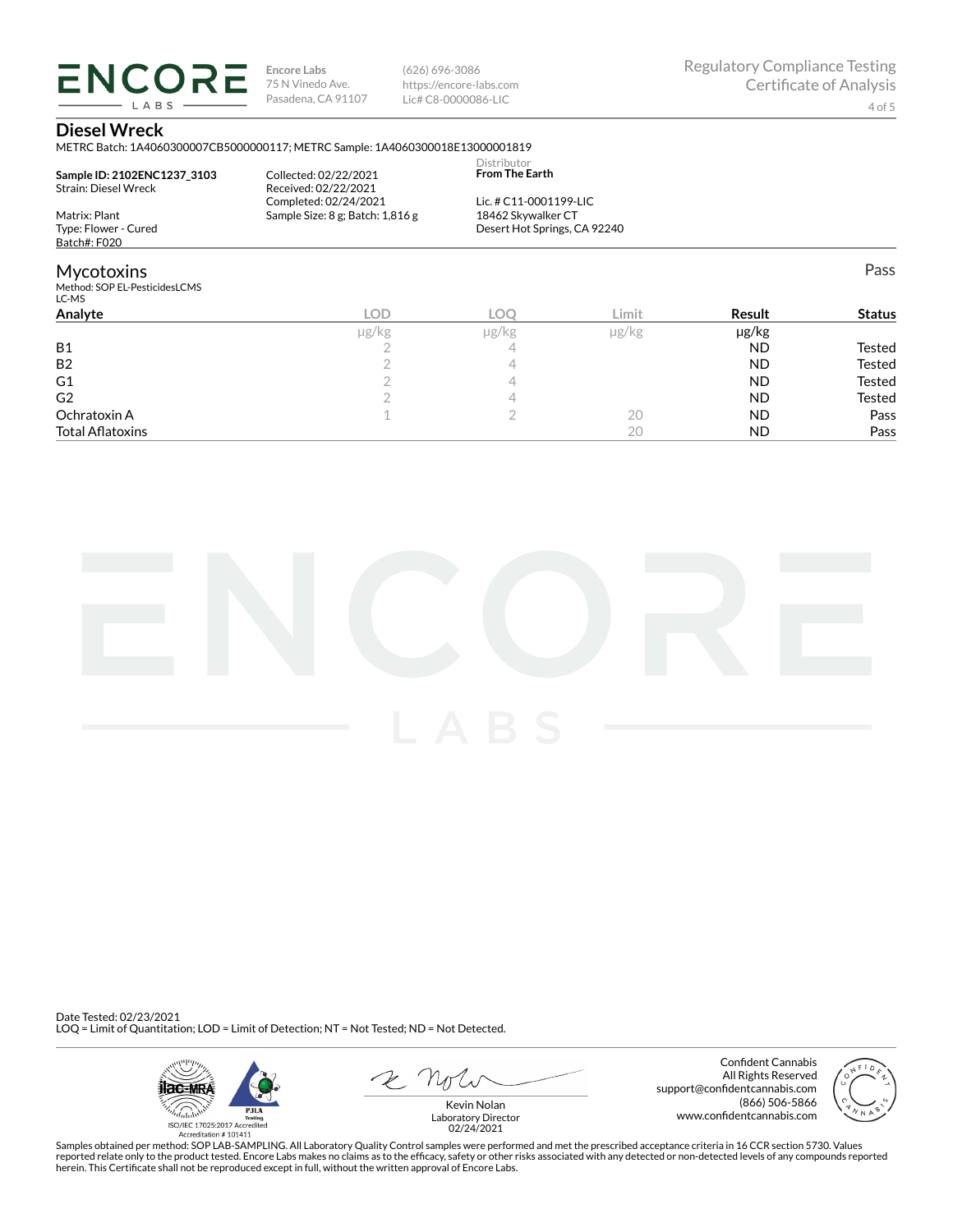**Encore Labs**
75 N Vinedo Ave.
Pasadena, CA 91107

(626) 696-3086
https://encore-labs.com
Lic# C8-0000086-LIC

Regulatory Compliance Testing
Certificate of Analysis

## Diesel Wreck

METRC Batch: 1A4060300007CB5000000117; METRC Sample: 1A4060300018E13000001819

**Sample ID: 2102ENC1237_3103**
Strain: Diesel Wreck

Matrix: Plant
Type: Flower - Cured
Batch#: F020

Collected: 02/22/2021
Received: 02/22/2021
Completed: 02/24/2021
Sample Size: 8 g; Batch: 1,816 g

Distributor
**From The Earth**

Lic. # C11-0001199-LIC
18462 Skywalker CT
Desert Hot Springs, CA 92240

## Mycotoxins

Pass

Method: SOP EL-PesticidesLCMS
LC-MS

| Analyte | LOD | LOQ | Limit | Result | Status |
|---|---|---|---|---|---|
| | µg/kg | µg/kg | µg/kg | µg/kg | |
| B1 | 2 | 4 | | ND | Tested |
| B2 | 2 | 4 | | ND | Tested |
| G1 | 2 | 4 | | ND | Tested |
| G2 | 2 | 4 | | ND | Tested |
| Ochratoxin A | 1 | 2 | 20 | ND | Pass |
| Total Aflatoxins | | | 20 | ND | Pass |

Date Tested: 02/23/2021
LOQ = Limit of Quantitation; LOD = Limit of Detection; NT = Not Tested; ND = Not Detected.

ISO/IEC 17025:2017 Accredited
Accreditation # 101411

Kevin Nolan
Laboratory Director
02/24/2021

Confident Cannabis
All Rights Reserved
support@confidentcannabis.com
(866) 506-5866
www.confidentcannabis.com

Samples obtained per method: SOP LAB-SAMPLING. All Laboratory Quality Control samples were performed and met the prescribed acceptance criteria in 16 CCR section 5730. Values reported relate only to the product tested. Encore Labs makes no claims as to the efficacy, safety or other risks associated with any detected or non-detected levels of any compounds reported herein. This Certificate shall not be reproduced except in full, without the written approval of Encore Labs.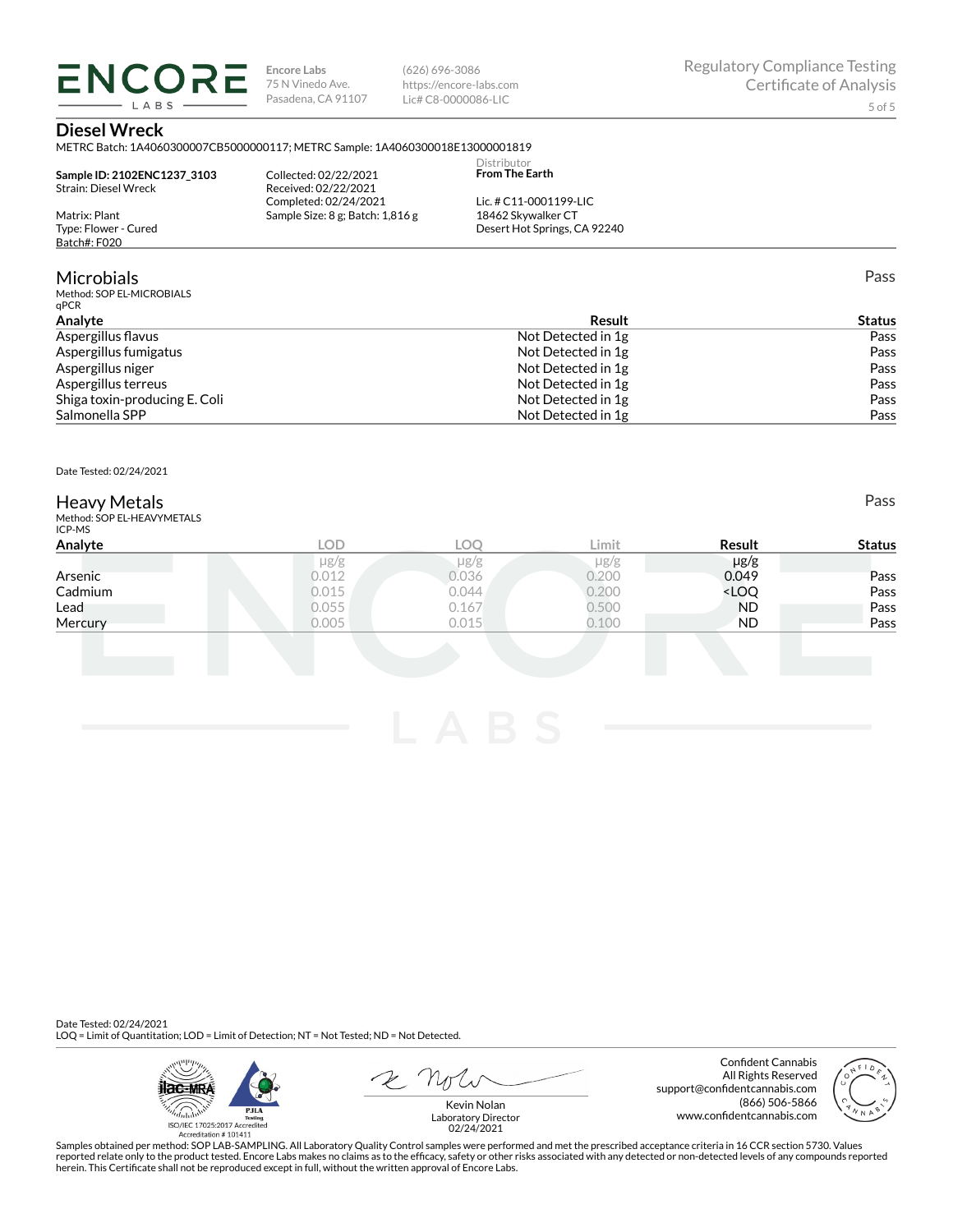**Encore Labs**
75 N Vinedo Ave.
Pasadena, CA 91107

(626) 696-3086
https://encore-labs.com
Lic# C8-0000086-LIC

Regulatory Compliance Testing
Certificate of Analysis

# Diesel Wreck

METRC Batch: 1A4060300007CB5000000117; METRC Sample: 1A4060300018E13000001819

**Sample ID: 2102ENC1237_3103**
Strain: Diesel Wreck

Matrix: Plant
Type: Flower - Cured
Batch#: F020

Collected: 02/22/2021
Received: 02/22/2021
Completed: 02/24/2021
Sample Size: 8 g; Batch: 1,816 g

Distributor
**From The Earth**

Lic. # C11-0001199-LIC
18462 Skywalker CT
Desert Hot Springs, CA 92240

## Microbials

Pass

Method: SOP EL-MICROBIALS
qPCR

| Analyte | Result | Status |
|---|---|---|
| Aspergillus flavus | Not Detected in 1g | Pass |
| Aspergillus fumigatus | Not Detected in 1g | Pass |
| Aspergillus niger | Not Detected in 1g | Pass |
| Aspergillus terreus | Not Detected in 1g | Pass |
| Shiga toxin-producing E. Coli | Not Detected in 1g | Pass |
| Salmonella SPP | Not Detected in 1g | Pass |

Date Tested: 02/24/2021

## Heavy Metals

Pass

Method: SOP EL-HEAVYMETALS
ICP-MS

| Analyte | LOD | LOQ | Limit | Result | Status |
|---|---|---|---|---|---|
| | μg/g | μg/g | μg/g | μg/g | |
| Arsenic | 0.012 | 0.036 | 0.200 | 0.049 | Pass |
| Cadmium | 0.015 | 0.044 | 0.200 | <LOQ | Pass |
| Lead | 0.055 | 0.167 | 0.500 | ND | Pass |
| Mercury | 0.005 | 0.015 | 0.100 | ND | Pass |

Date Tested: 02/24/2021
LOQ = Limit of Quantitation; LOD = Limit of Detection; NT = Not Tested; ND = Not Detected.

ISO/IEC 17025:2017 Accredited
Accreditation # 101411

Kevin Nolan
Laboratory Director
02/24/2021

Confident Cannabis
All Rights Reserved
support@confidentcannabis.com
(866) 506-5866
www.confidentcannabis.com

Samples obtained per method: SOP LAB-SAMPLING. All Laboratory Quality Control samples were performed and met the prescribed acceptance criteria in 16 CCR section 5730. Values reported relate only to the product tested. Encore Labs makes no claims as to the efficacy, safety or other risks associated with any detected or non-detected levels of any compounds reported herein. This Certificate shall not be reproduced except in full, without the written approval of Encore Labs.